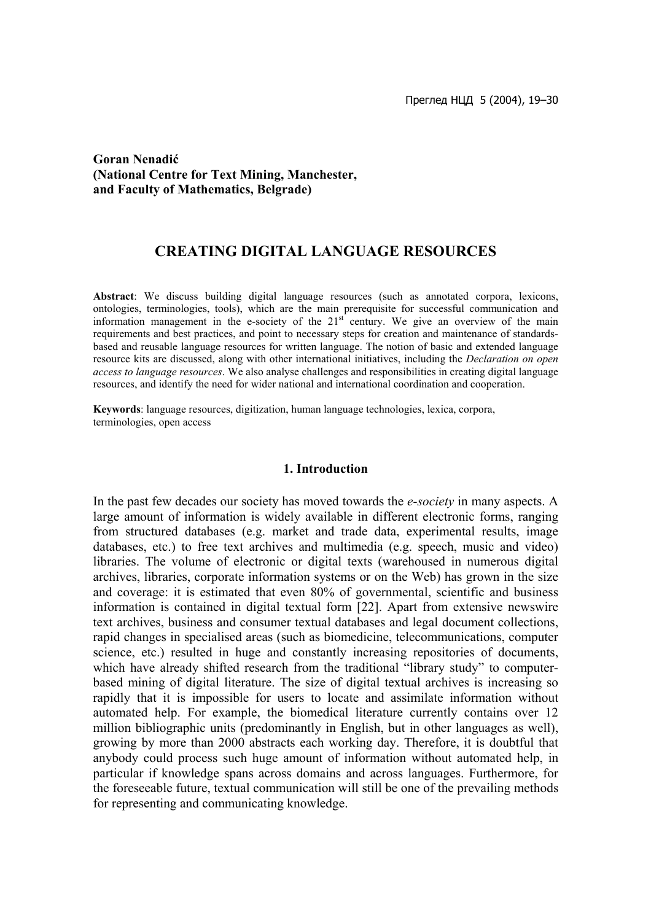**Goran Nenadić**
**(National Centre for Text Mining, Manchester, and Faculty of Mathematics, Belgrade)**

# CREATING DIGITAL LANGUAGE RESOURCES

**Abstract**: We discuss building digital language resources (such as annotated corpora, lexicons, ontologies, terminologies, tools), which are the main prerequisite for successful communication and information management in the e-society of the 21st century. We give an overview of the main requirements and best practices, and point to necessary steps for creation and maintenance of standards-based and reusable language resources for written language. The notion of basic and extended language resource kits are discussed, along with other international initiatives, including the *Declaration on open access to language resources*. We also analyse challenges and responsibilities in creating digital language resources, and identify the need for wider national and international coordination and cooperation.

**Keywords**: language resources, digitization, human language technologies, lexica, corpora, terminologies, open access

## 1. Introduction

In the past few decades our society has moved towards the *e-society* in many aspects. A large amount of information is widely available in different electronic forms, ranging from structured databases (e.g. market and trade data, experimental results, image databases, etc.) to free text archives and multimedia (e.g. speech, music and video) libraries. The volume of electronic or digital texts (warehoused in numerous digital archives, libraries, corporate information systems or on the Web) has grown in the size and coverage: it is estimated that even 80% of governmental, scientific and business information is contained in digital textual form [22]. Apart from extensive newswire text archives, business and consumer textual databases and legal document collections, rapid changes in specialised areas (such as biomedicine, telecommunications, computer science, etc.) resulted in huge and constantly increasing repositories of documents, which have already shifted research from the traditional "library study" to computer-based mining of digital literature. The size of digital textual archives is increasing so rapidly that it is impossible for users to locate and assimilate information without automated help. For example, the biomedical literature currently contains over 12 million bibliographic units (predominantly in English, but in other languages as well), growing by more than 2000 abstracts each working day. Therefore, it is doubtful that anybody could process such huge amount of information without automated help, in particular if knowledge spans across domains and across languages. Furthermore, for the foreseeable future, textual communication will still be one of the prevailing methods for representing and communicating knowledge.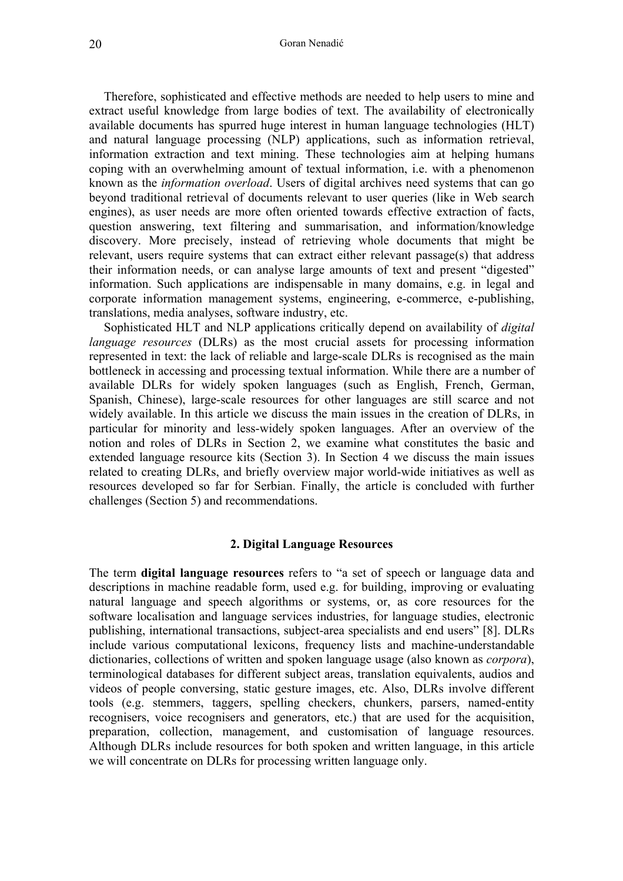Therefore, sophisticated and effective methods are needed to help users to mine and extract useful knowledge from large bodies of text. The availability of electronically available documents has spurred huge interest in human language technologies (HLT) and natural language processing (NLP) applications, such as information retrieval, information extraction and text mining. These technologies aim at helping humans coping with an overwhelming amount of textual information, i.e. with a phenomenon known as the *information overload*. Users of digital archives need systems that can go beyond traditional retrieval of documents relevant to user queries (like in Web search engines), as user needs are more often oriented towards effective extraction of facts, question answering, text filtering and summarisation, and information/knowledge discovery. More precisely, instead of retrieving whole documents that might be relevant, users require systems that can extract either relevant passage(s) that address their information needs, or can analyse large amounts of text and present "digested" information. Such applications are indispensable in many domains, e.g. in legal and corporate information management systems, engineering, e-commerce, e-publishing, translations, media analyses, software industry, etc.

Sophisticated HLT and NLP applications critically depend on availability of *digital language resources* (DLRs) as the most crucial assets for processing information represented in text: the lack of reliable and large-scale DLRs is recognised as the main bottleneck in accessing and processing textual information. While there are a number of available DLRs for widely spoken languages (such as English, French, German, Spanish, Chinese), large-scale resources for other languages are still scarce and not widely available. In this article we discuss the main issues in the creation of DLRs, in particular for minority and less-widely spoken languages. After an overview of the notion and roles of DLRs in Section 2, we examine what constitutes the basic and extended language resource kits (Section 3). In Section 4 we discuss the main issues related to creating DLRs, and briefly overview major world-wide initiatives as well as resources developed so far for Serbian. Finally, the article is concluded with further challenges (Section 5) and recommendations.

## 2. Digital Language Resources

The term **digital language resources** refers to "a set of speech or language data and descriptions in machine readable form, used e.g. for building, improving or evaluating natural language and speech algorithms or systems, or, as core resources for the software localisation and language services industries, for language studies, electronic publishing, international transactions, subject-area specialists and end users" [8]. DLRs include various computational lexicons, frequency lists and machine-understandable dictionaries, collections of written and spoken language usage (also known as *corpora*), terminological databases for different subject areas, translation equivalents, audios and videos of people conversing, static gesture images, etc. Also, DLRs involve different tools (e.g. stemmers, taggers, spelling checkers, chunkers, parsers, named-entity recognisers, voice recognisers and generators, etc.) that are used for the acquisition, preparation, collection, management, and customisation of language resources. Although DLRs include resources for both spoken and written language, in this article we will concentrate on DLRs for processing written language only.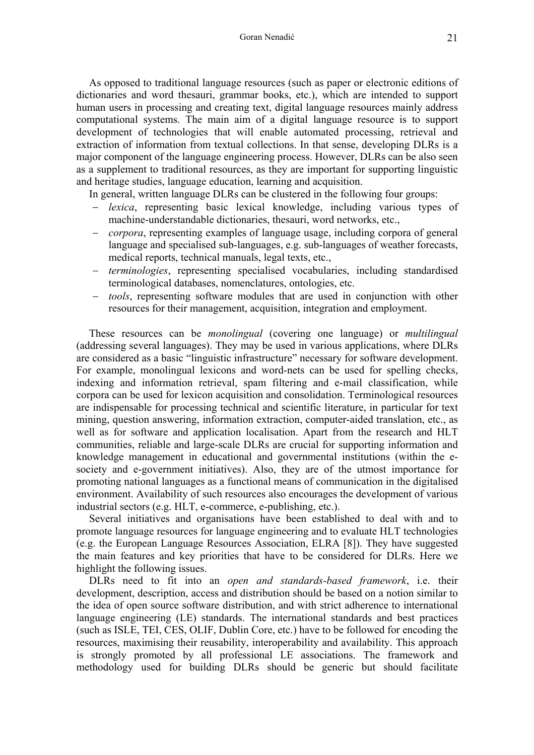As opposed to traditional language resources (such as paper or electronic editions of dictionaries and word thesauri, grammar books, etc.), which are intended to support human users in processing and creating text, digital language resources mainly address computational systems. The main aim of a digital language resource is to support development of technologies that will enable automated processing, retrieval and extraction of information from textual collections. In that sense, developing DLRs is a major component of the language engineering process. However, DLRs can be also seen as a supplement to traditional resources, as they are important for supporting linguistic and heritage studies, language education, learning and acquisition.

In general, written language DLRs can be clustered in the following four groups:

- *lexica*, representing basic lexical knowledge, including various types of machine-understandable dictionaries, thesauri, word networks, etc.,
- *corpora*, representing examples of language usage, including corpora of general language and specialised sub-languages, e.g. sub-languages of weather forecasts, medical reports, technical manuals, legal texts, etc.,
- *terminologies*, representing specialised vocabularies, including standardised terminological databases, nomenclatures, ontologies, etc.
- *tools*, representing software modules that are used in conjunction with other resources for their management, acquisition, integration and employment.

These resources can be *monolingual* (covering one language) or *multilingual* (addressing several languages). They may be used in various applications, where DLRs are considered as a basic "linguistic infrastructure" necessary for software development. For example, monolingual lexicons and word-nets can be used for spelling checks, indexing and information retrieval, spam filtering and e-mail classification, while corpora can be used for lexicon acquisition and consolidation. Terminological resources are indispensable for processing technical and scientific literature, in particular for text mining, question answering, information extraction, computer-aided translation, etc., as well as for software and application localisation. Apart from the research and HLT communities, reliable and large-scale DLRs are crucial for supporting information and knowledge management in educational and governmental institutions (within the e-society and e-government initiatives). Also, they are of the utmost importance for promoting national languages as a functional means of communication in the digitalised environment. Availability of such resources also encourages the development of various industrial sectors (e.g. HLT, e-commerce, e-publishing, etc.).

Several initiatives and organisations have been established to deal with and to promote language resources for language engineering and to evaluate HLT technologies (e.g. the European Language Resources Association, ELRA [8]). They have suggested the main features and key priorities that have to be considered for DLRs. Here we highlight the following issues.

DLRs need to fit into an *open and standards-based framework*, i.e. their development, description, access and distribution should be based on a notion similar to the idea of open source software distribution, and with strict adherence to international language engineering (LE) standards. The international standards and best practices (such as ISLE, TEI, CES, OLIF, Dublin Core, etc.) have to be followed for encoding the resources, maximising their reusability, interoperability and availability. This approach is strongly promoted by all professional LE associations. The framework and methodology used for building DLRs should be generic but should facilitate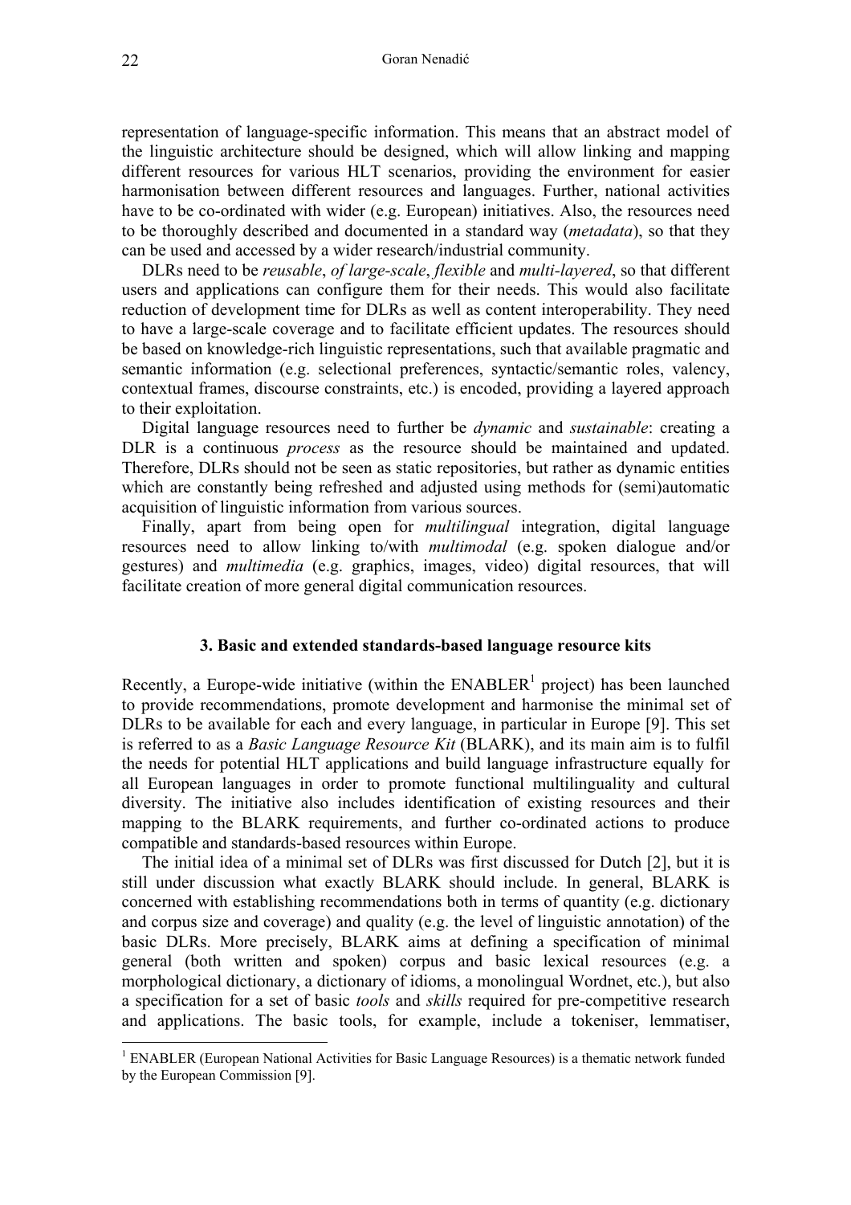representation of language-specific information. This means that an abstract model of the linguistic architecture should be designed, which will allow linking and mapping different resources for various HLT scenarios, providing the environment for easier harmonisation between different resources and languages. Further, national activities have to be co-ordinated with wider (e.g. European) initiatives. Also, the resources need to be thoroughly described and documented in a standard way (*metadata*), so that they can be used and accessed by a wider research/industrial community.

DLRs need to be *reusable*, *of large-scale*, *flexible* and *multi-layered*, so that different users and applications can configure them for their needs. This would also facilitate reduction of development time for DLRs as well as content interoperability. They need to have a large-scale coverage and to facilitate efficient updates. The resources should be based on knowledge-rich linguistic representations, such that available pragmatic and semantic information (e.g. selectional preferences, syntactic/semantic roles, valency, contextual frames, discourse constraints, etc.) is encoded, providing a layered approach to their exploitation.

Digital language resources need to further be *dynamic* and *sustainable*: creating a DLR is a continuous *process* as the resource should be maintained and updated. Therefore, DLRs should not be seen as static repositories, but rather as dynamic entities which are constantly being refreshed and adjusted using methods for (semi)automatic acquisition of linguistic information from various sources.

Finally, apart from being open for *multilingual* integration, digital language resources need to allow linking to/with *multimodal* (e.g. spoken dialogue and/or gestures) and *multimedia* (e.g. graphics, images, video) digital resources, that will facilitate creation of more general digital communication resources.

## 3. Basic and extended standards-based language resource kits

Recently, a Europe-wide initiative (within the ENABLER[1] project) has been launched to provide recommendations, promote development and harmonise the minimal set of DLRs to be available for each and every language, in particular in Europe [9]. This set is referred to as a *Basic Language Resource Kit* (BLARK), and its main aim is to fulfil the needs for potential HLT applications and build language infrastructure equally for all European languages in order to promote functional multilinguality and cultural diversity. The initiative also includes identification of existing resources and their mapping to the BLARK requirements, and further co-ordinated actions to produce compatible and standards-based resources within Europe.

The initial idea of a minimal set of DLRs was first discussed for Dutch [2], but it is still under discussion what exactly BLARK should include. In general, BLARK is concerned with establishing recommendations both in terms of quantity (e.g. dictionary and corpus size and coverage) and quality (e.g. the level of linguistic annotation) of the basic DLRs. More precisely, BLARK aims at defining a specification of minimal general (both written and spoken) corpus and basic lexical resources (e.g. a morphological dictionary, a dictionary of idioms, a monolingual Wordnet, etc.), but also a specification for a set of basic *tools* and *skills* required for pre-competitive research and applications. The basic tools, for example, include a tokeniser, lemmatiser,

[1] ENABLER (European National Activities for Basic Language Resources) is a thematic network funded by the European Commission [9].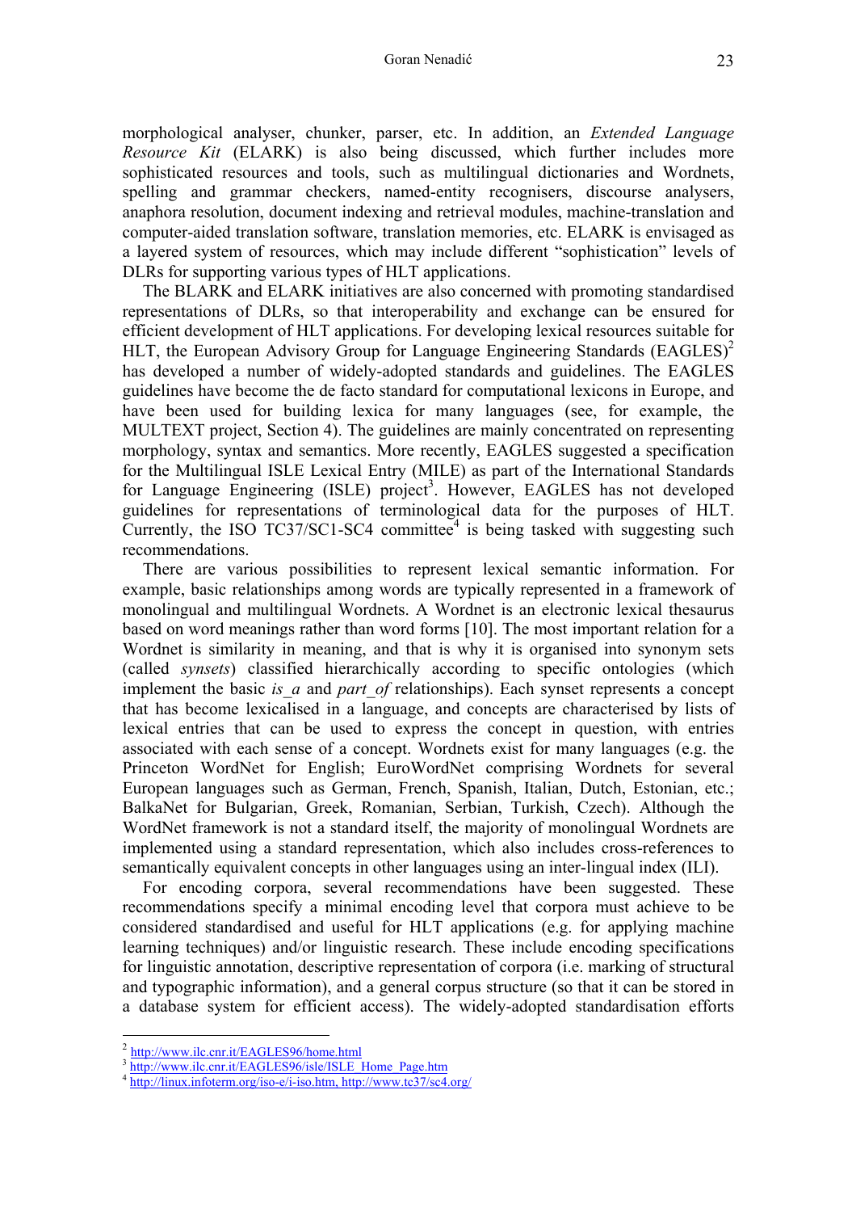morphological analyser, chunker, parser, etc. In addition, an *Extended Language Resource Kit* (ELARK) is also being discussed, which further includes more sophisticated resources and tools, such as multilingual dictionaries and Wordnets, spelling and grammar checkers, named-entity recognisers, discourse analysers, anaphora resolution, document indexing and retrieval modules, machine-translation and computer-aided translation software, translation memories, etc. ELARK is envisaged as a layered system of resources, which may include different "sophistication" levels of DLRs for supporting various types of HLT applications.

The BLARK and ELARK initiatives are also concerned with promoting standardised representations of DLRs, so that interoperability and exchange can be ensured for efficient development of HLT applications. For developing lexical resources suitable for HLT, the European Advisory Group for Language Engineering Standards (EAGLES)[2] has developed a number of widely-adopted standards and guidelines. The EAGLES guidelines have become the de facto standard for computational lexicons in Europe, and have been used for building lexica for many languages (see, for example, the MULTEXT project, Section 4). The guidelines are mainly concentrated on representing morphology, syntax and semantics. More recently, EAGLES suggested a specification for the Multilingual ISLE Lexical Entry (MILE) as part of the International Standards for Language Engineering (ISLE) project[3]. However, EAGLES has not developed guidelines for representations of terminological data for the purposes of HLT. Currently, the ISO TC37/SC1-SC4 committee[4] is being tasked with suggesting such recommendations.

There are various possibilities to represent lexical semantic information. For example, basic relationships among words are typically represented in a framework of monolingual and multilingual Wordnets. A Wordnet is an electronic lexical thesaurus based on word meanings rather than word forms [10]. The most important relation for a Wordnet is similarity in meaning, and that is why it is organised into synonym sets (called *synsets*) classified hierarchically according to specific ontologies (which implement the basic *is_a* and *part_of* relationships). Each synset represents a concept that has become lexicalised in a language, and concepts are characterised by lists of lexical entries that can be used to express the concept in question, with entries associated with each sense of a concept. Wordnets exist for many languages (e.g. the Princeton WordNet for English; EuroWordNet comprising Wordnets for several European languages such as German, French, Spanish, Italian, Dutch, Estonian, etc.; BalkaNet for Bulgarian, Greek, Romanian, Serbian, Turkish, Czech). Although the WordNet framework is not a standard itself, the majority of monolingual Wordnets are implemented using a standard representation, which also includes cross-references to semantically equivalent concepts in other languages using an inter-lingual index (ILI).

For encoding corpora, several recommendations have been suggested. These recommendations specify a minimal encoding level that corpora must achieve to be considered standardised and useful for HLT applications (e.g. for applying machine learning techniques) and/or linguistic research. These include encoding specifications for linguistic annotation, descriptive representation of corpora (i.e. marking of structural and typographic information), and a general corpus structure (so that it can be stored in a database system for efficient access). The widely-adopted standardisation efforts

---

[2] http://www.ilc.cnr.it/EAGLES96/home.html

[3] http://www.ilc.cnr.it/EAGLES96/isle/ISLE_Home_Page.htm

[4] http://linux.infoterm.org/iso-e/i-iso.htm, http://www.tc37/sc4.org/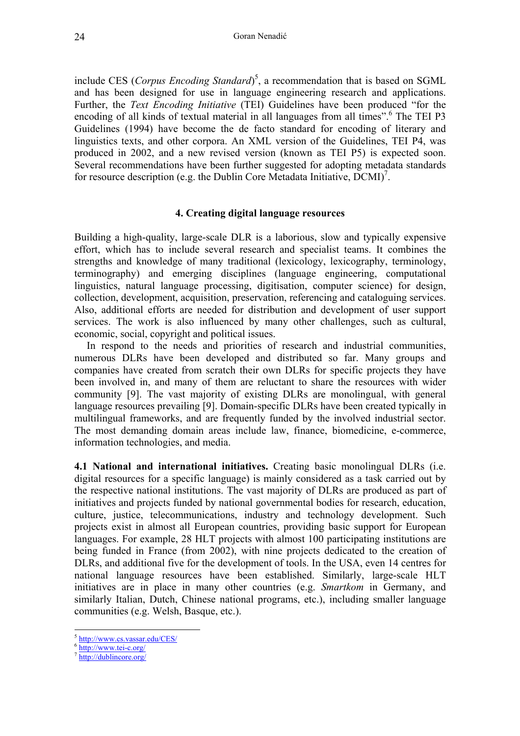include CES (*Corpus Encoding Standard*)[5], a recommendation that is based on SGML and has been designed for use in language engineering research and applications. Further, the *Text Encoding Initiative* (TEI) Guidelines have been produced "for the encoding of all kinds of textual material in all languages from all times".[6] The TEI P3 Guidelines (1994) have become the de facto standard for encoding of literary and linguistics texts, and other corpora. An XML version of the Guidelines, TEI P4, was produced in 2002, and a new revised version (known as TEI P5) is expected soon. Several recommendations have been further suggested for adopting metadata standards for resource description (e.g. the Dublin Core Metadata Initiative, DCMI)[7].

## 4. Creating digital language resources

Building a high-quality, large-scale DLR is a laborious, slow and typically expensive effort, which has to include several research and specialist teams. It combines the strengths and knowledge of many traditional (lexicology, lexicography, terminology, terminography) and emerging disciplines (language engineering, computational linguistics, natural language processing, digitisation, computer science) for design, collection, development, acquisition, preservation, referencing and cataloguing services. Also, additional efforts are needed for distribution and development of user support services. The work is also influenced by many other challenges, such as cultural, economic, social, copyright and political issues.

In respond to the needs and priorities of research and industrial communities, numerous DLRs have been developed and distributed so far. Many groups and companies have created from scratch their own DLRs for specific projects they have been involved in, and many of them are reluctant to share the resources with wider community [9]. The vast majority of existing DLRs are monolingual, with general language resources prevailing [9]. Domain-specific DLRs have been created typically in multilingual frameworks, and are frequently funded by the involved industrial sector. The most demanding domain areas include law, finance, biomedicine, e-commerce, information technologies, and media.

**4.1 National and international initiatives.** Creating basic monolingual DLRs (i.e. digital resources for a specific language) is mainly considered as a task carried out by the respective national institutions. The vast majority of DLRs are produced as part of initiatives and projects funded by national governmental bodies for research, education, culture, justice, telecommunications, industry and technology development. Such projects exist in almost all European countries, providing basic support for European languages. For example, 28 HLT projects with almost 100 participating institutions are being funded in France (from 2002), with nine projects dedicated to the creation of DLRs, and additional five for the development of tools. In the USA, even 14 centres for national language resources have been established. Similarly, large-scale HLT initiatives are in place in many other countries (e.g. *Smartkom* in Germany, and similarly Italian, Dutch, Chinese national programs, etc.), including smaller language communities (e.g. Welsh, Basque, etc.).

---

[5] http://www.cs.vassar.edu/CES/

[6] http://www.tei-c.org/

[7] http://dublincore.org/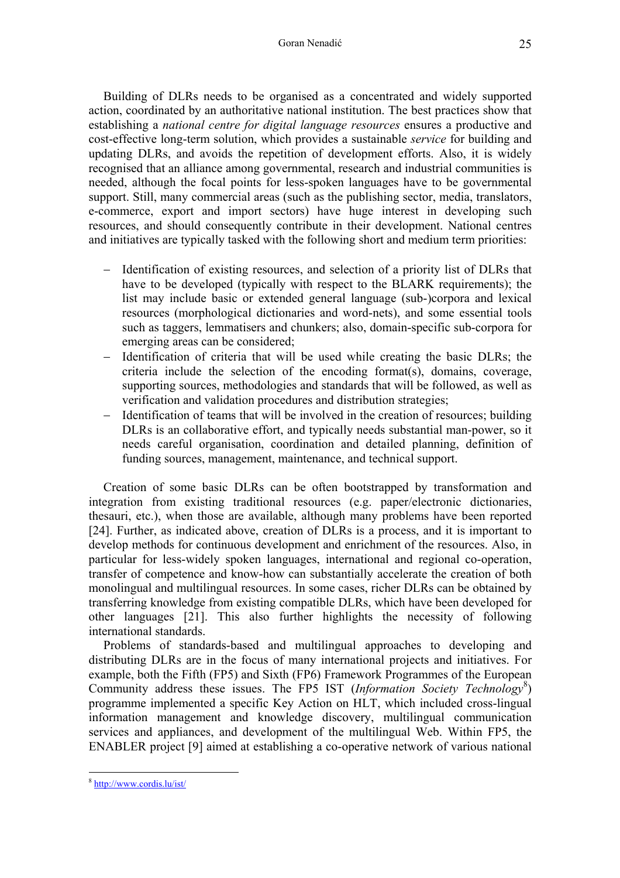Building of DLRs needs to be organised as a concentrated and widely supported action, coordinated by an authoritative national institution. The best practices show that establishing a *national centre for digital language resources* ensures a productive and cost-effective long-term solution, which provides a sustainable *service* for building and updating DLRs, and avoids the repetition of development efforts. Also, it is widely recognised that an alliance among governmental, research and industrial communities is needed, although the focal points for less-spoken languages have to be governmental support. Still, many commercial areas (such as the publishing sector, media, translators, e-commerce, export and import sectors) have huge interest in developing such resources, and should consequently contribute in their development. National centres and initiatives are typically tasked with the following short and medium term priorities:

- Identification of existing resources, and selection of a priority list of DLRs that have to be developed (typically with respect to the BLARK requirements); the list may include basic or extended general language (sub-)corpora and lexical resources (morphological dictionaries and word-nets), and some essential tools such as taggers, lemmatisers and chunkers; also, domain-specific sub-corpora for emerging areas can be considered;
- Identification of criteria that will be used while creating the basic DLRs; the criteria include the selection of the encoding format(s), domains, coverage, supporting sources, methodologies and standards that will be followed, as well as verification and validation procedures and distribution strategies;
- Identification of teams that will be involved in the creation of resources; building DLRs is an collaborative effort, and typically needs substantial man-power, so it needs careful organisation, coordination and detailed planning, definition of funding sources, management, maintenance, and technical support.

Creation of some basic DLRs can be often bootstrapped by transformation and integration from existing traditional resources (e.g. paper/electronic dictionaries, thesauri, etc.), when those are available, although many problems have been reported [24]. Further, as indicated above, creation of DLRs is a process, and it is important to develop methods for continuous development and enrichment of the resources. Also, in particular for less-widely spoken languages, international and regional co-operation, transfer of competence and know-how can substantially accelerate the creation of both monolingual and multilingual resources. In some cases, richer DLRs can be obtained by transferring knowledge from existing compatible DLRs, which have been developed for other languages [21]. This also further highlights the necessity of following international standards.

Problems of standards-based and multilingual approaches to developing and distributing DLRs are in the focus of many international projects and initiatives. For example, both the Fifth (FP5) and Sixth (FP6) Framework Programmes of the European Community address these issues. The FP5 IST (*Information Society Technology*[8]) programme implemented a specific Key Action on HLT, which included cross-lingual information management and knowledge discovery, multilingual communication services and appliances, and development of the multilingual Web. Within FP5, the ENABLER project [9] aimed at establishing a co-operative network of various national

[8] http://www.cordis.lu/ist/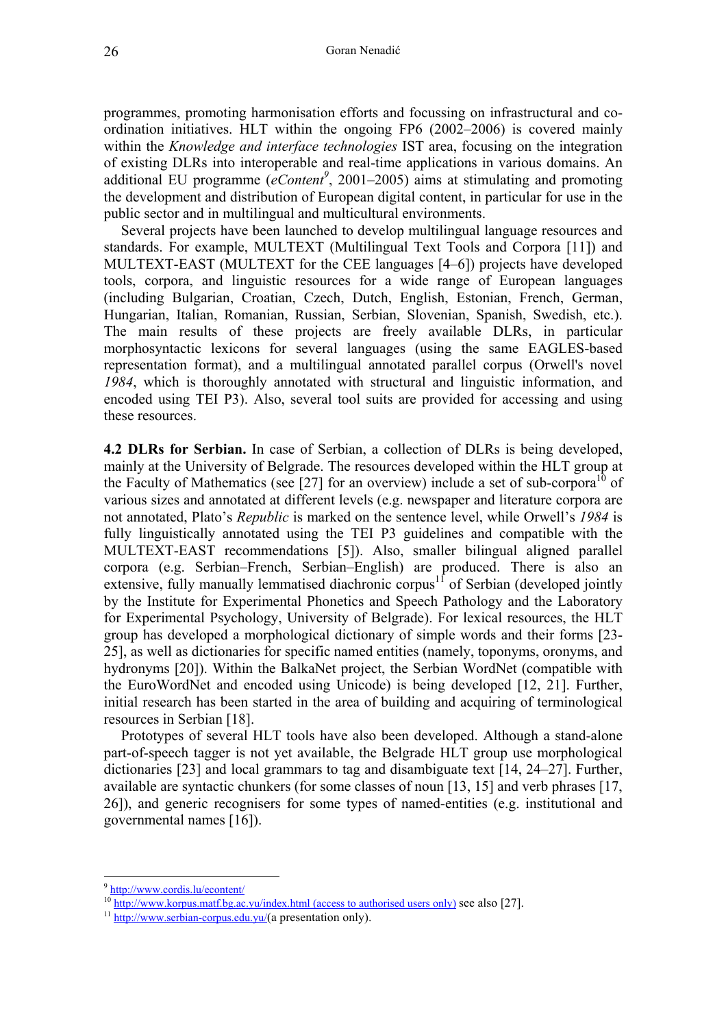programmes, promoting harmonisation efforts and focussing on infrastructural and co-ordination initiatives. HLT within the ongoing FP6 (2002–2006) is covered mainly within the *Knowledge and interface technologies* IST area, focusing on the integration of existing DLRs into interoperable and real-time applications in various domains. An additional EU programme (*eContent*[9], 2001–2005) aims at stimulating and promoting the development and distribution of European digital content, in particular for use in the public sector and in multilingual and multicultural environments.

Several projects have been launched to develop multilingual language resources and standards. For example, MULTEXT (Multilingual Text Tools and Corpora [11]) and MULTEXT-EAST (MULTEXT for the CEE languages [4–6]) projects have developed tools, corpora, and linguistic resources for a wide range of European languages (including Bulgarian, Croatian, Czech, Dutch, English, Estonian, French, German, Hungarian, Italian, Romanian, Russian, Serbian, Slovenian, Spanish, Swedish, etc.). The main results of these projects are freely available DLRs, in particular morphosyntactic lexicons for several languages (using the same EAGLES-based representation format), and a multilingual annotated parallel corpus (Orwell's novel *1984*, which is thoroughly annotated with structural and linguistic information, and encoded using TEI P3). Also, several tool suits are provided for accessing and using these resources.

**4.2 DLRs for Serbian.** In case of Serbian, a collection of DLRs is being developed, mainly at the University of Belgrade. The resources developed within the HLT group at the Faculty of Mathematics (see [27] for an overview) include a set of sub-corpora[10] of various sizes and annotated at different levels (e.g. newspaper and literature corpora are not annotated, Plato's *Republic* is marked on the sentence level, while Orwell's *1984* is fully linguistically annotated using the TEI P3 guidelines and compatible with the MULTEXT-EAST recommendations [5]). Also, smaller bilingual aligned parallel corpora (e.g. Serbian–French, Serbian–English) are produced. There is also an extensive, fully manually lemmatised diachronic corpus[11] of Serbian (developed jointly by the Institute for Experimental Phonetics and Speech Pathology and the Laboratory for Experimental Psychology, University of Belgrade). For lexical resources, the HLT group has developed a morphological dictionary of simple words and their forms [23-25], as well as dictionaries for specific named entities (namely, toponyms, oronyms, and hydronyms [20]). Within the BalkaNet project, the Serbian WordNet (compatible with the EuroWordNet and encoded using Unicode) is being developed [12, 21]. Further, initial research has been started in the area of building and acquiring of terminological resources in Serbian [18].

Prototypes of several HLT tools have also been developed. Although a stand-alone part-of-speech tagger is not yet available, the Belgrade HLT group use morphological dictionaries [23] and local grammars to tag and disambiguate text [14, 24–27]. Further, available are syntactic chunkers (for some classes of noun [13, 15] and verb phrases [17, 26]), and generic recognisers for some types of named-entities (e.g. institutional and governmental names [16]).

---

[9] http://www.cordis.lu/econtent/

[10] http://www.korpus.matf.bg.ac.yu/index.html (access to authorised users only) see also [27].

[11] http://www.serbian-corpus.edu.yu/(a presentation only).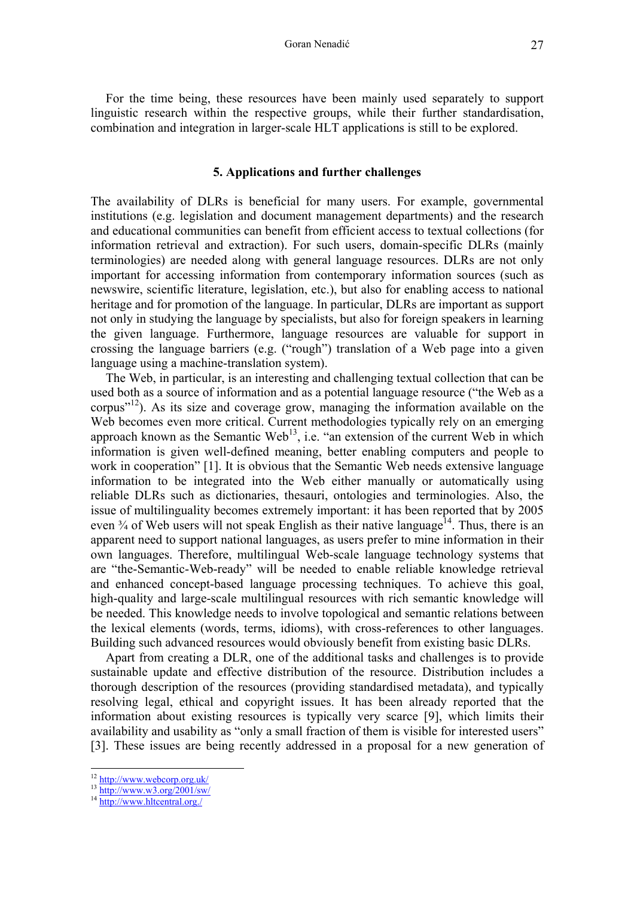For the time being, these resources have been mainly used separately to support linguistic research within the respective groups, while their further standardisation, combination and integration in larger-scale HLT applications is still to be explored.

## 5. Applications and further challenges

The availability of DLRs is beneficial for many users. For example, governmental institutions (e.g. legislation and document management departments) and the research and educational communities can benefit from efficient access to textual collections (for information retrieval and extraction). For such users, domain-specific DLRs (mainly terminologies) are needed along with general language resources. DLRs are not only important for accessing information from contemporary information sources (such as newswire, scientific literature, legislation, etc.), but also for enabling access to national heritage and for promotion of the language. In particular, DLRs are important as support not only in studying the language by specialists, but also for foreign speakers in learning the given language. Furthermore, language resources are valuable for support in crossing the language barriers (e.g. ("rough") translation of a Web page into a given language using a machine-translation system).

The Web, in particular, is an interesting and challenging textual collection that can be used both as a source of information and as a potential language resource ("the Web as a corpus"[12]). As its size and coverage grow, managing the information available on the Web becomes even more critical. Current methodologies typically rely on an emerging approach known as the Semantic Web[13], i.e. "an extension of the current Web in which information is given well-defined meaning, better enabling computers and people to work in cooperation" [1]. It is obvious that the Semantic Web needs extensive language information to be integrated into the Web either manually or automatically using reliable DLRs such as dictionaries, thesauri, ontologies and terminologies. Also, the issue of multilinguality becomes extremely important: it has been reported that by 2005 even ¾ of Web users will not speak English as their native language[14]. Thus, there is an apparent need to support national languages, as users prefer to mine information in their own languages. Therefore, multilingual Web-scale language technology systems that are "the-Semantic-Web-ready" will be needed to enable reliable knowledge retrieval and enhanced concept-based language processing techniques. To achieve this goal, high-quality and large-scale multilingual resources with rich semantic knowledge will be needed. This knowledge needs to involve topological and semantic relations between the lexical elements (words, terms, idioms), with cross-references to other languages. Building such advanced resources would obviously benefit from existing basic DLRs.

Apart from creating a DLR, one of the additional tasks and challenges is to provide sustainable update and effective distribution of the resource. Distribution includes a thorough description of the resources (providing standardised metadata), and typically resolving legal, ethical and copyright issues. It has been already reported that the information about existing resources is typically very scarce [9], which limits their availability and usability as "only a small fraction of them is visible for interested users" [3]. These issues are being recently addressed in a proposal for a new generation of

---

[12] http://www.webcorp.org.uk/
[13] http://www.w3.org/2001/sw/
[14] http://www.hltcentral.org./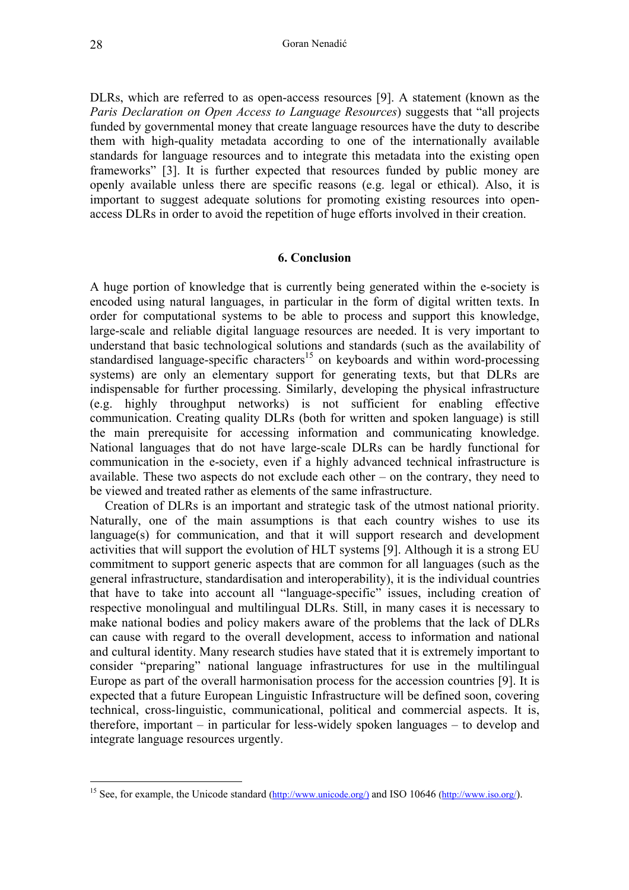DLRs, which are referred to as open-access resources [9]. A statement (known as the *Paris Declaration on Open Access to Language Resources*) suggests that "all projects funded by governmental money that create language resources have the duty to describe them with high-quality metadata according to one of the internationally available standards for language resources and to integrate this metadata into the existing open frameworks" [3]. It is further expected that resources funded by public money are openly available unless there are specific reasons (e.g. legal or ethical). Also, it is important to suggest adequate solutions for promoting existing resources into open-access DLRs in order to avoid the repetition of huge efforts involved in their creation.

## 6. Conclusion

A huge portion of knowledge that is currently being generated within the e-society is encoded using natural languages, in particular in the form of digital written texts. In order for computational systems to be able to process and support this knowledge, large-scale and reliable digital language resources are needed. It is very important to understand that basic technological solutions and standards (such as the availability of standardised language-specific characters[15] on keyboards and within word-processing systems) are only an elementary support for generating texts, but that DLRs are indispensable for further processing. Similarly, developing the physical infrastructure (e.g. highly throughput networks) is not sufficient for enabling effective communication. Creating quality DLRs (both for written and spoken language) is still the main prerequisite for accessing information and communicating knowledge. National languages that do not have large-scale DLRs can be hardly functional for communication in the e-society, even if a highly advanced technical infrastructure is available. These two aspects do not exclude each other – on the contrary, they need to be viewed and treated rather as elements of the same infrastructure.

Creation of DLRs is an important and strategic task of the utmost national priority. Naturally, one of the main assumptions is that each country wishes to use its language(s) for communication, and that it will support research and development activities that will support the evolution of HLT systems [9]. Although it is a strong EU commitment to support generic aspects that are common for all languages (such as the general infrastructure, standardisation and interoperability), it is the individual countries that have to take into account all "language-specific" issues, including creation of respective monolingual and multilingual DLRs. Still, in many cases it is necessary to make national bodies and policy makers aware of the problems that the lack of DLRs can cause with regard to the overall development, access to information and national and cultural identity. Many research studies have stated that it is extremely important to consider "preparing" national language infrastructures for use in the multilingual Europe as part of the overall harmonisation process for the accession countries [9]. It is expected that a future European Linguistic Infrastructure will be defined soon, covering technical, cross-linguistic, communicational, political and commercial aspects. It is, therefore, important – in particular for less-widely spoken languages – to develop and integrate language resources urgently.

---

[15] See, for example, the Unicode standard (http://www.unicode.org/) and ISO 10646 (http://www.iso.org/).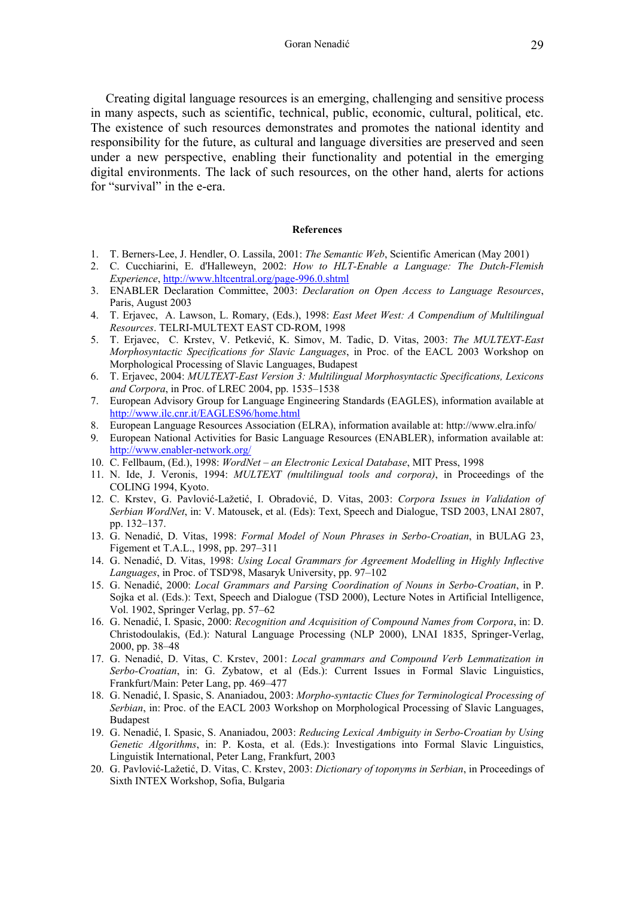Creating digital language resources is an emerging, challenging and sensitive process in many aspects, such as scientific, technical, public, economic, cultural, political, etc. The existence of such resources demonstrates and promotes the national identity and responsibility for the future, as cultural and language diversities are preserved and seen under a new perspective, enabling their functionality and potential in the emerging digital environments. The lack of such resources, on the other hand, alerts for actions for "survival" in the e-era.

## References

1. T. Berners-Lee, J. Hendler, O. Lassila, 2001: *The Semantic Web*, Scientific American (May 2001)
2. C. Cucchiarini, E. d'Halleweyn, 2002: *How to HLT-Enable a Language: The Dutch-Flemish Experience*, http://www.hltcentral.org/page-996.0.shtml
3. ENABLER Declaration Committee, 2003: *Declaration on Open Access to Language Resources*, Paris, August 2003
4. T. Erjavec, A. Lawson, L. Romary, (Eds.), 1998: *East Meet West: A Compendium of Multilingual Resources*. TELRI-MULTEXT EAST CD-ROM, 1998
5. T. Erjavec, C. Krstev, V. Petković, K. Simov, M. Tadic, D. Vitas, 2003: *The MULTEXT-East Morphosyntactic Specifications for Slavic Languages*, in Proc. of the EACL 2003 Workshop on Morphological Processing of Slavic Languages, Budapest
6. T. Erjavec, 2004: *MULTEXT-East Version 3: Multilingual Morphosyntactic Specifications, Lexicons and Corpora*, in Proc. of LREC 2004, pp. 1535–1538
7. European Advisory Group for Language Engineering Standards (EAGLES), information available at http://www.ilc.cnr.it/EAGLES96/home.html
8. European Language Resources Association (ELRA), information available at: http://www.elra.info/
9. European National Activities for Basic Language Resources (ENABLER), information available at: http://www.enabler-network.org/
10. C. Fellbaum, (Ed.), 1998: *WordNet – an Electronic Lexical Database*, MIT Press, 1998
11. N. Ide, J. Veronis, 1994: *MULTEXT (multilingual tools and corpora)*, in Proceedings of the COLING 1994, Kyoto.
12. C. Krstev, G. Pavlović-Lažetić, I. Obradović, D. Vitas, 2003: *Corpora Issues in Validation of Serbian WordNet*, in: V. Matousek, et al. (Eds): Text, Speech and Dialogue, TSD 2003, LNAI 2807, pp. 132–137.
13. G. Nenadić, D. Vitas, 1998: *Formal Model of Noun Phrases in Serbo-Croatian*, in BULAG 23, Figement et T.A.L., 1998, pp. 297–311
14. G. Nenadić, D. Vitas, 1998: *Using Local Grammars for Agreement Modelling in Highly Inflective Languages*, in Proc. of TSD'98, Masaryk University, pp. 97–102
15. G. Nenadić, 2000: *Local Grammars and Parsing Coordination of Nouns in Serbo-Croatian*, in P. Sojka et al. (Eds.): Text, Speech and Dialogue (TSD 2000), Lecture Notes in Artificial Intelligence, Vol. 1902, Springer Verlag, pp. 57–62
16. G. Nenadić, I. Spasic, 2000: *Recognition and Acquisition of Compound Names from Corpora*, in: D. Christodoulakis, (Ed.): Natural Language Processing (NLP 2000), LNAI 1835, Springer-Verlag, 2000, pp. 38–48
17. G. Nenadić, D. Vitas, C. Krstev, 2001: *Local grammars and Compound Verb Lemmatization in Serbo-Croatian*, in: G. Zybatow, et al (Eds.): Current Issues in Formal Slavic Linguistics, Frankfurt/Main: Peter Lang, pp. 469–477
18. G. Nenadić, I. Spasic, S. Ananiadou, 2003: *Morpho-syntactic Clues for Terminological Processing of Serbian*, in: Proc. of the EACL 2003 Workshop on Morphological Processing of Slavic Languages, Budapest
19. G. Nenadić, I. Spasic, S. Ananiadou, 2003: *Reducing Lexical Ambiguity in Serbo-Croatian by Using Genetic Algorithms*, in: P. Kosta, et al. (Eds.): Investigations into Formal Slavic Linguistics, Linguistik International, Peter Lang, Frankfurt, 2003
20. G. Pavlović-Lažetić, D. Vitas, C. Krstev, 2003: *Dictionary of toponyms in Serbian*, in Proceedings of Sixth INTEX Workshop, Sofia, Bulgaria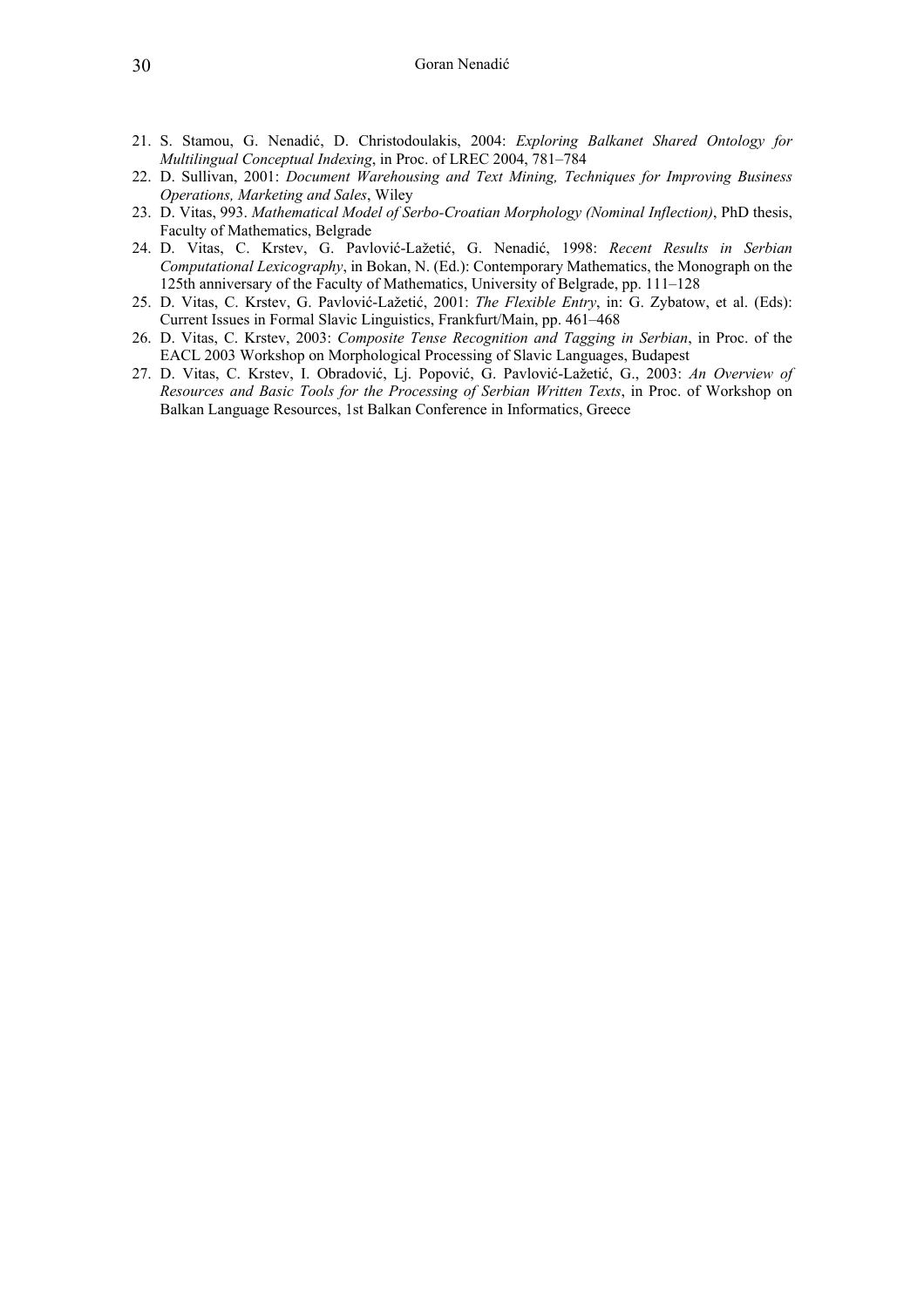21. S. Stamou, G. Nenadić, D. Christodoulakis, 2004: *Exploring Balkanet Shared Ontology for Multilingual Conceptual Indexing*, in Proc. of LREC 2004, 781–784
22. D. Sullivan, 2001: *Document Warehousing and Text Mining, Techniques for Improving Business Operations, Marketing and Sales*, Wiley
23. D. Vitas, 993. *Mathematical Model of Serbo-Croatian Morphology (Nominal Inflection)*, PhD thesis, Faculty of Mathematics, Belgrade
24. D. Vitas, C. Krstev, G. Pavlović-Lažetić, G. Nenadić, 1998: *Recent Results in Serbian Computational Lexicography*, in Bokan, N. (Ed.): Contemporary Mathematics, the Monograph on the 125th anniversary of the Faculty of Mathematics, University of Belgrade, pp. 111–128
25. D. Vitas, C. Krstev, G. Pavlović-Lažetić, 2001: *The Flexible Entry*, in: G. Zybatow, et al. (Eds): Current Issues in Formal Slavic Linguistics, Frankfurt/Main, pp. 461–468
26. D. Vitas, C. Krstev, 2003: *Composite Tense Recognition and Tagging in Serbian*, in Proc. of the EACL 2003 Workshop on Morphological Processing of Slavic Languages, Budapest
27. D. Vitas, C. Krstev, I. Obradović, Lj. Popović, G. Pavlović-Lažetić, G., 2003: *An Overview of Resources and Basic Tools for the Processing of Serbian Written Texts*, in Proc. of Workshop on Balkan Language Resources, 1st Balkan Conference in Informatics, Greece